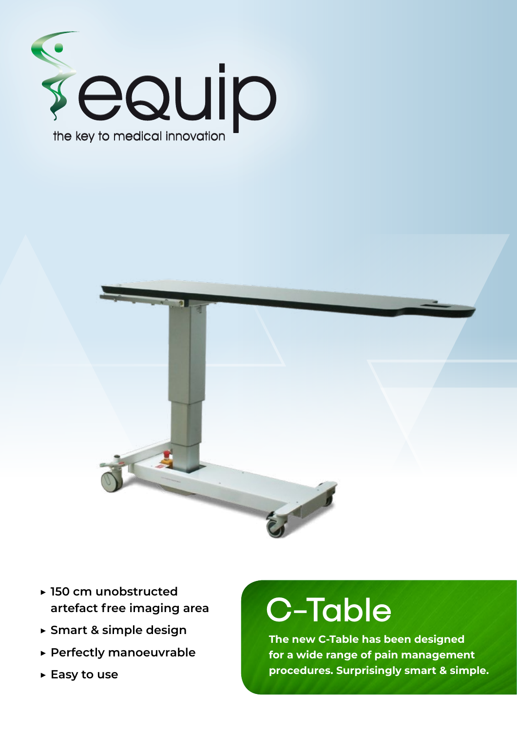equip

the key to medical innovation

- 150 cm unobstructed artefact free imaging area
- Smart & simple design
- Perfectly manoeuvrable
- Easy to use

# C-Table

**The new C-Table has been designed for a wide range of pain management procedures. Surprisingly smart & simple.**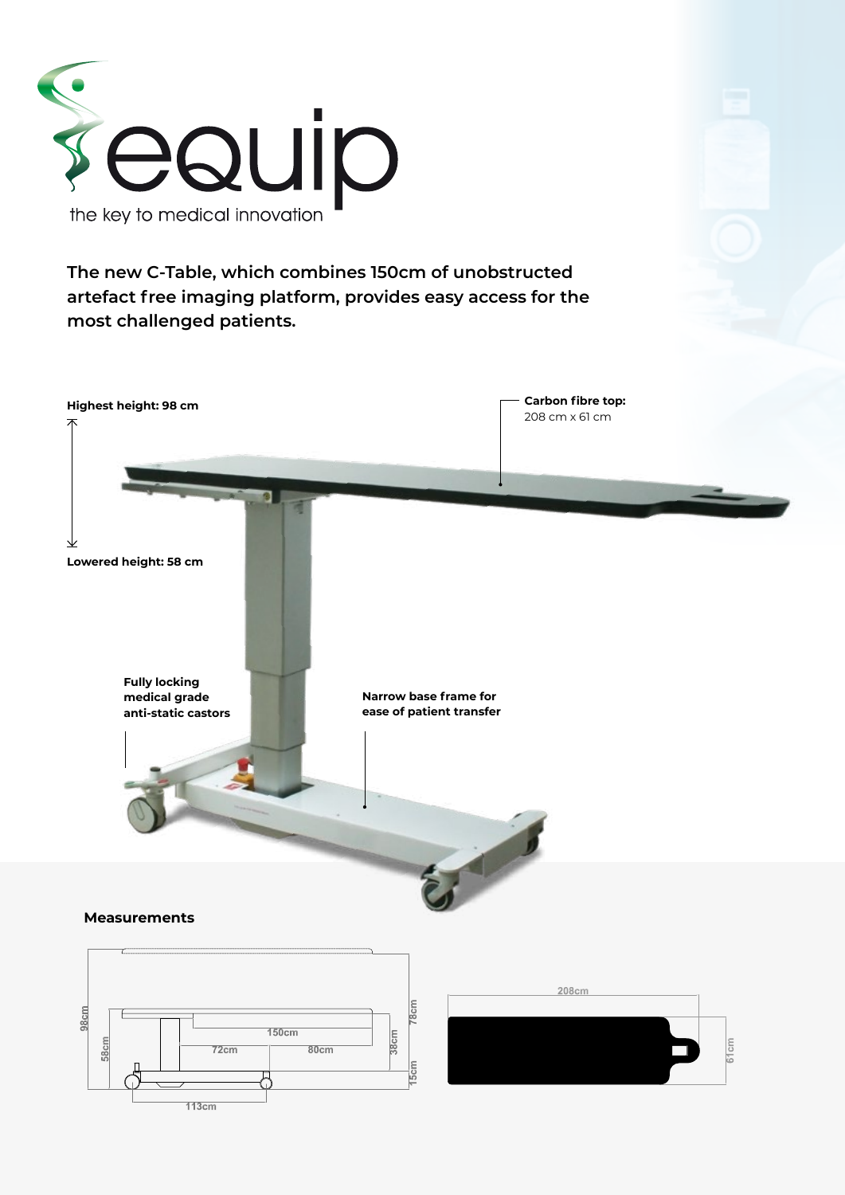equip

the key to medical innovation

**The new C-Table, which combines 150cm of unobstructed artefact free imaging platform, provides easy access for the most challenged patients.**

**Highest height: 98 cm**

**Lowered height: 58 cm**

**Carbon fibre top:**
208 cm x 61 cm

**Fully locking medical grade anti-static castors**

**Narrow base frame for ease of patient transfer**

### Measurements

98cm
58cm
150cm
72cm
80cm
78cm
38cm
15cm
113cm

208cm
61cm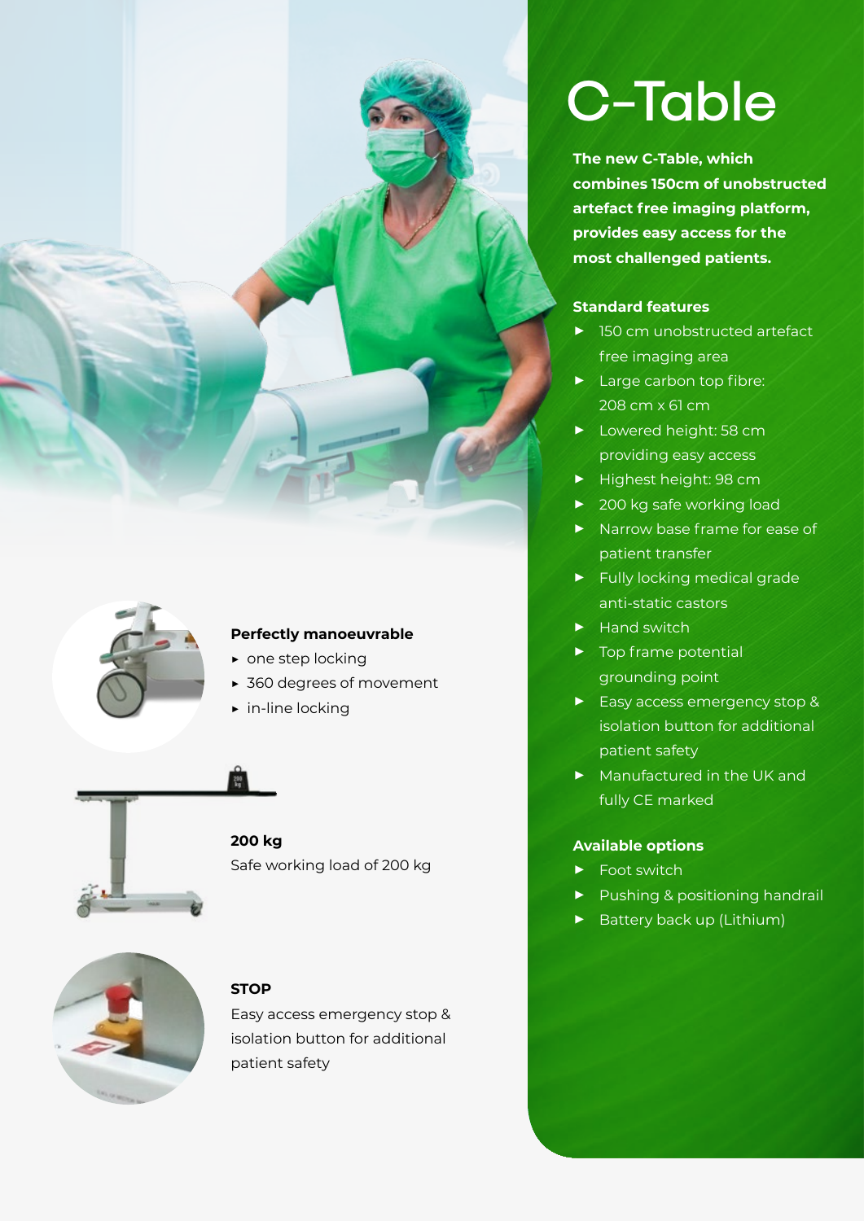# C-Table

**The new C-Table, which combines 150cm of unobstructed artefact free imaging platform, provides easy access for the most challenged patients.**

### Standard features

- 150 cm unobstructed artefact free imaging area
- Large carbon top fibre: 208 cm x 61 cm
- Lowered height: 58 cm providing easy access
- Highest height: 98 cm
- 200 kg safe working load
- Narrow base frame for ease of patient transfer
- Fully locking medical grade anti-static castors
- Hand switch
- Top frame potential grounding point
- Easy access emergency stop & isolation button for additional patient safety
- Manufactured in the UK and fully CE marked

### Available options

- Foot switch
- Pushing & positioning handrail
- Battery back up (Lithium)

### Perfectly manoeuvrable

- one step locking
- 360 degrees of movement
- in-line locking

### 200 kg

Safe working load of 200 kg

### STOP

Easy access emergency stop & isolation button for additional patient safety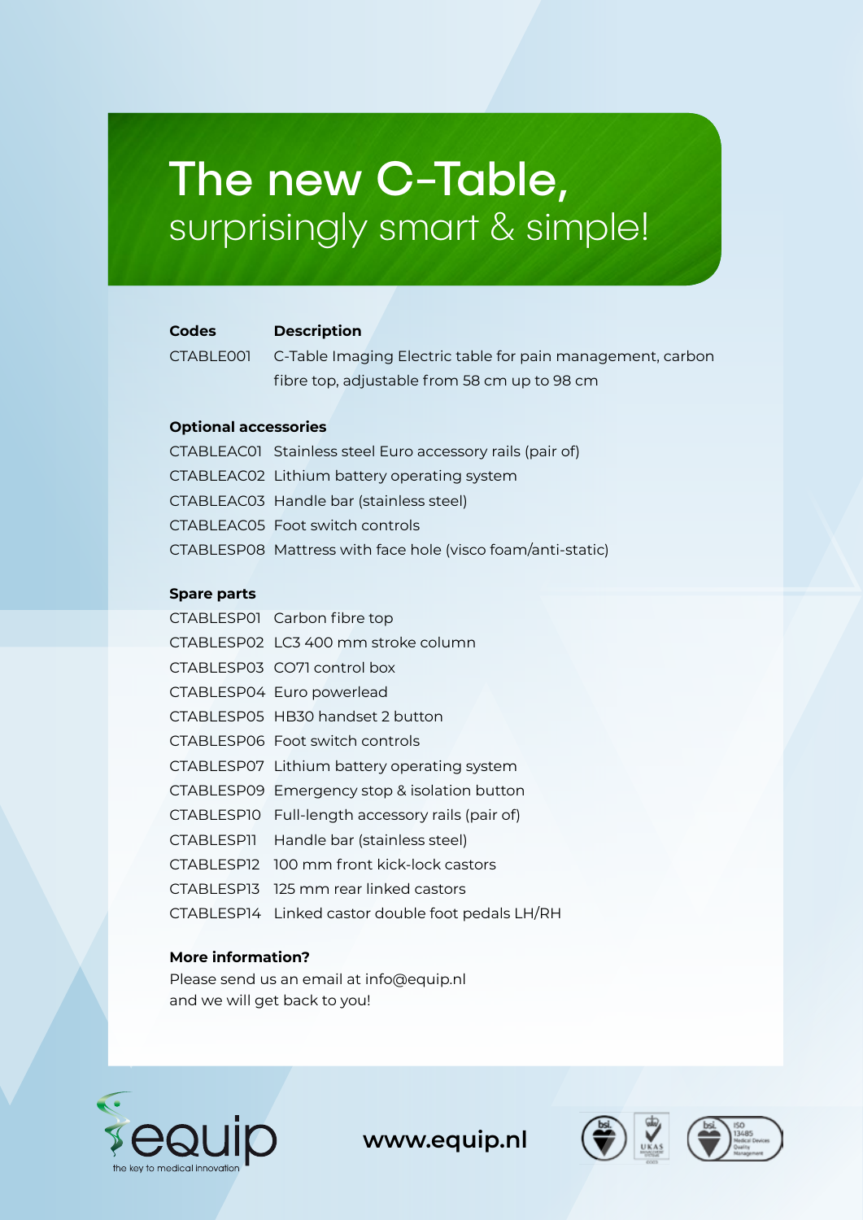# The new C-Table,

## surprisingly smart & simple!

| **Codes** | **Description** |
| --- | --- |
| CTABLE001 | C-Table Imaging Electric table for pain management, carbon fibre top, adjustable from 58 cm up to 98 cm |

**Optional accessories**

| | |
| --- | --- |
| CTABLEAC01 | Stainless steel Euro accessory rails (pair of) |
| CTABLEAC02 | Lithium battery operating system |
| CTABLEAC03 | Handle bar (stainless steel) |
| CTABLEAC05 | Foot switch controls |
| CTABLESP08 | Mattress with face hole (visco foam/anti-static) |

**Spare parts**

| | |
| --- | --- |
| CTABLESP01 | Carbon fibre top |
| CTABLESP02 | LC3 400 mm stroke column |
| CTABLESP03 | CO71 control box |
| CTABLESP04 | Euro powerlead |
| CTABLESP05 | HB30 handset 2 button |
| CTABLESP06 | Foot switch controls |
| CTABLESP07 | Lithium battery operating system |
| CTABLESP09 | Emergency stop & isolation button |
| CTABLESP10 | Full-length accessory rails (pair of) |
| CTABLESP11 | Handle bar (stainless steel) |
| CTABLESP12 | 100 mm front kick-lock castors |
| CTABLESP13 | 125 mm rear linked castors |
| CTABLESP14 | Linked castor double foot pedals LH/RH |

**More information?**
Please send us an email at info@equip.nl
and we will get back to you!

equip – the key to medical innovation

**www.equip.nl**